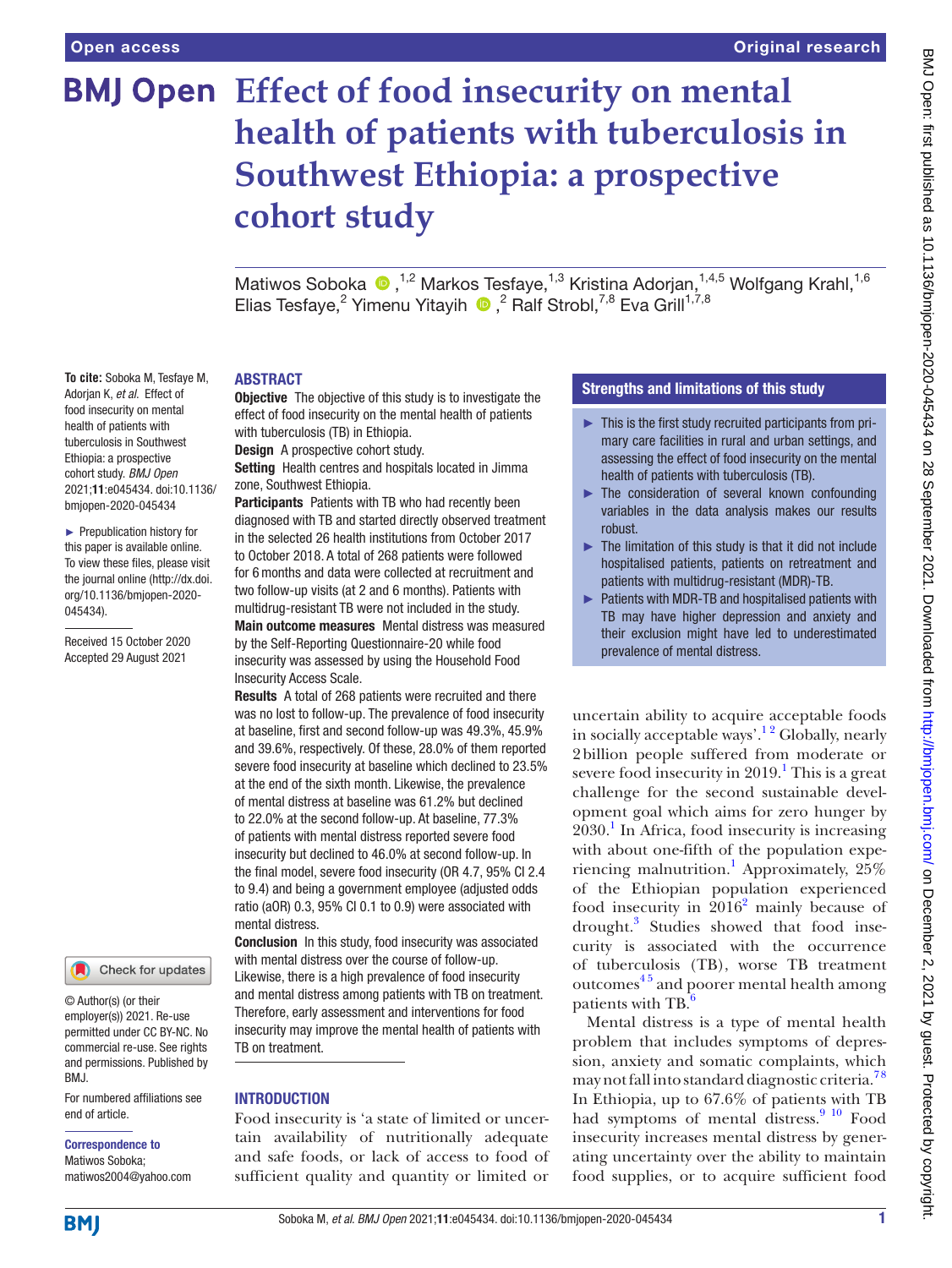# Effect of food insecurity on mental health of patients with tuberculosis in Southwest Ethiopia: a prospective cohort study

Matiwos Soboka ,[1,2] Markos Tesfaye,[1,3] Kristina Adorjan,[1,4,5] Wolfgang Krahl,[1,6] Elias Tesfaye,[2] Yimenu Yitayih ,[2] Ralf Strobl,[7,8] Eva Grill[1,7,8]

**To cite:** Soboka M, Tesfaye M, Adorjan K, *et al*. Effect of food insecurity on mental health of patients with tuberculosis in Southwest Ethiopia: a prospective cohort study. *BMJ Open* 2021;**11**:e045434. doi:10.1136/bmjopen-2020-045434

► Prepublication history for this paper is available online. To view these files, please visit the journal online (http://dx.doi.org/10.1136/bmjopen-2020-045434).

Received 15 October 2020
Accepted 29 August 2021

© Author(s) (or their employer(s)) 2021. Re-use permitted under CC BY-NC. No commercial re-use. See rights and permissions. Published by BMJ.

For numbered affiliations see end of article.

**Correspondence to**
Matiwos Soboka;
matiwos2004@yahoo.com

## ABSTRACT

**Objective** The objective of this study is to investigate the effect of food insecurity on the mental health of patients with tuberculosis (TB) in Ethiopia.

**Design** A prospective cohort study.

**Setting** Health centres and hospitals located in Jimma zone, Southwest Ethiopia.

**Participants** Patients with TB who had recently been diagnosed with TB and started directly observed treatment in the selected 26 health institutions from October 2017 to October 2018. A total of 268 patients were followed for 6 months and data were collected at recruitment and two follow-up visits (at 2 and 6 months). Patients with multidrug-resistant TB were not included in the study.

**Main outcome measures** Mental distress was measured by the Self-Reporting Questionnaire-20 while food insecurity was assessed by using the Household Food Insecurity Access Scale.

**Results** A total of 268 patients were recruited and there was no lost to follow-up. The prevalence of food insecurity at baseline, first and second follow-up was 49.3%, 45.9% and 39.6%, respectively. Of these, 28.0% of them reported severe food insecurity at baseline which declined to 23.5% at the end of the sixth month. Likewise, the prevalence of mental distress at baseline was 61.2% but declined to 22.0% at the second follow-up. At baseline, 77.3% of patients with mental distress reported severe food insecurity but declined to 46.0% at second follow-up. In the final model, severe food insecurity (OR 4.7, 95% CI 2.4 to 9.4) and being a government employee (adjusted odds ratio (aOR) 0.3, 95% CI 0.1 to 0.9) were associated with mental distress.

**Conclusion** In this study, food insecurity was associated with mental distress over the course of follow-up. Likewise, there is a high prevalence of food insecurity and mental distress among patients with TB on treatment. Therefore, early assessment and interventions for food insecurity may improve the mental health of patients with TB on treatment.

## Strengths and limitations of this study

- ► This is the first study recruited participants from primary care facilities in rural and urban settings, and assessing the effect of food insecurity on the mental health of patients with tuberculosis (TB).
- ► The consideration of several known confounding variables in the data analysis makes our results robust.
- ► The limitation of this study is that it did not include hospitalised patients, patients on retreatment and patients with multidrug-resistant (MDR)-TB.
- ► Patients with MDR-TB and hospitalised patients with TB may have higher depression and anxiety and their exclusion might have led to underestimated prevalence of mental distress.

## INTRODUCTION

Food insecurity is 'a state of limited or uncertain availability of nutritionally adequate and safe foods, or lack of access to food of sufficient quality and quantity or limited or uncertain ability to acquire acceptable foods in socially acceptable ways'.[1,2] Globally, nearly 2 billion people suffered from moderate or severe food insecurity in 2019.[1] This is a great challenge for the second sustainable development goal which aims for zero hunger by 2030.[1] In Africa, food insecurity is increasing with about one-fifth of the population experiencing malnutrition.[1] Approximately, 25% of the Ethiopian population experienced food insecurity in 2016[2] mainly because of drought.[3] Studies showed that food insecurity is associated with the occurrence of tuberculosis (TB), worse TB treatment outcomes[4,5] and poorer mental health among patients with TB.[6]

Mental distress is a type of mental health problem that includes symptoms of depression, anxiety and somatic complaints, which may not fall into standard diagnostic criteria.[7,8] In Ethiopia, up to 67.6% of patients with TB had symptoms of mental distress.[9,10] Food insecurity increases mental distress by generating uncertainty over the ability to maintain food supplies, or to acquire sufficient food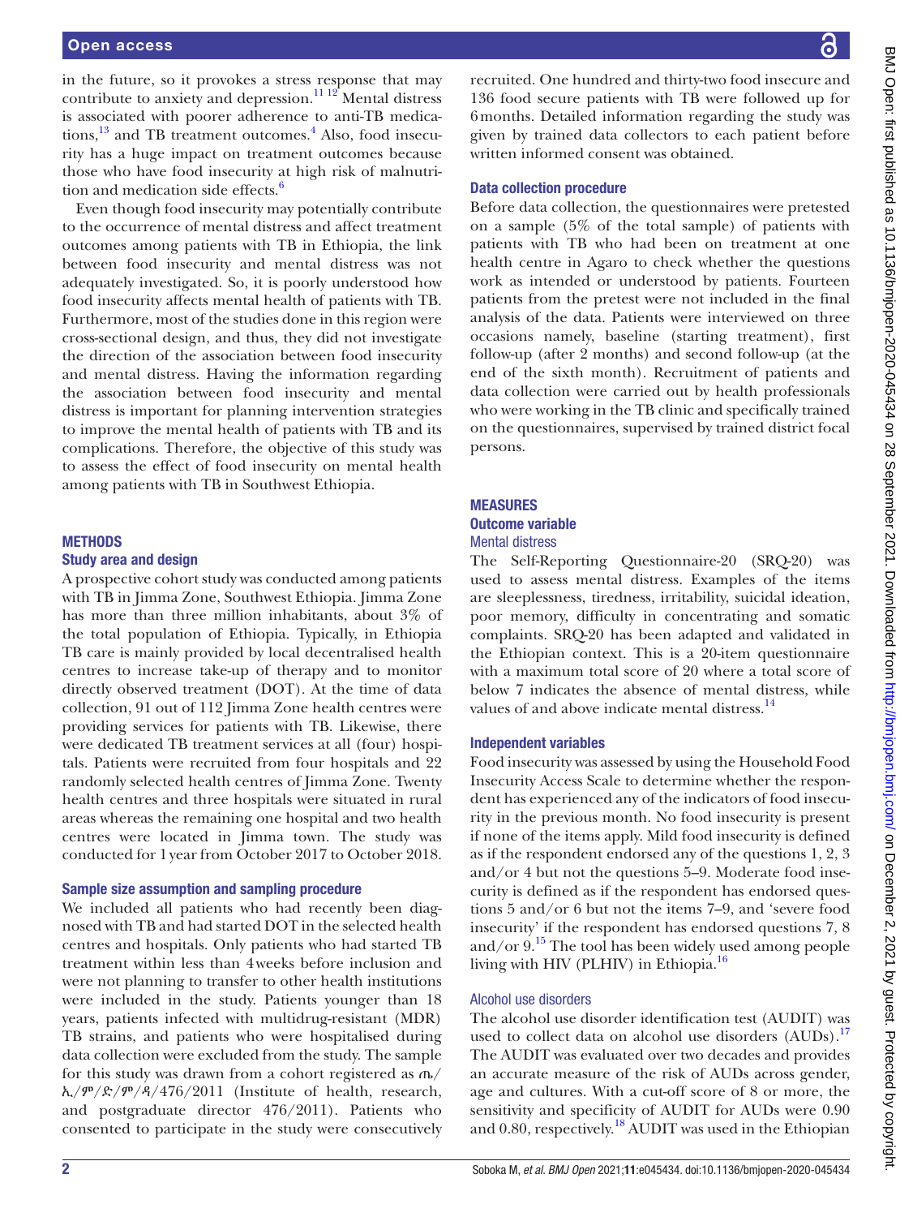in the future, so it provokes a stress response that may contribute to anxiety and depression.[11 12] Mental distress is associated with poorer adherence to anti-TB medications,[13] and TB treatment outcomes.[4] Also, food insecurity has a huge impact on treatment outcomes because those who have food insecurity at high risk of malnutrition and medication side effects.[6]

Even though food insecurity may potentially contribute to the occurrence of mental distress and affect treatment outcomes among patients with TB in Ethiopia, the link between food insecurity and mental distress was not adequately investigated. So, it is poorly understood how food insecurity affects mental health of patients with TB. Furthermore, most of the studies done in this region were cross-sectional design, and thus, they did not investigate the direction of the association between food insecurity and mental distress. Having the information regarding the association between food insecurity and mental distress is important for planning intervention strategies to improve the mental health of patients with TB and its complications. Therefore, the objective of this study was to assess the effect of food insecurity on mental health among patients with TB in Southwest Ethiopia.

## METHODS

### Study area and design

A prospective cohort study was conducted among patients with TB in Jimma Zone, Southwest Ethiopia. Jimma Zone has more than three million inhabitants, about 3% of the total population of Ethiopia. Typically, in Ethiopia TB care is mainly provided by local decentralised health centres to increase take-up of therapy and to monitor directly observed treatment (DOT). At the time of data collection, 91 out of 112 Jimma Zone health centres were providing services for patients with TB. Likewise, there were dedicated TB treatment services at all (four) hospitals. Patients were recruited from four hospitals and 22 randomly selected health centres of Jimma Zone. Twenty health centres and three hospitals were situated in rural areas whereas the remaining one hospital and two health centres were located in Jimma town. The study was conducted for 1 year from October 2017 to October 2018.

### Sample size assumption and sampling procedure

We included all patients who had recently been diagnosed with TB and had started DOT in the selected health centres and hospitals. Only patients who had started TB treatment within less than 4 weeks before inclusion and were not planning to transfer to other health institutions were included in the study. Patients younger than 18 years, patients infected with multidrug-resistant (MDR) TB strains, and patients who were hospitalised during data collection were excluded from the study. The sample for this study was drawn from a cohort registered as ጤ/ ኢ/ም/ድ/ም/ዳ/476/2011 (Institute of health, research, and postgraduate director 476/2011). Patients who consented to participate in the study were consecutively recruited. One hundred and thirty-two food insecure and 136 food secure patients with TB were followed up for 6 months. Detailed information regarding the study was given by trained data collectors to each patient before written informed consent was obtained.

### Data collection procedure

Before data collection, the questionnaires were pretested on a sample (5% of the total sample) of patients with patients with TB who had been on treatment at one health centre in Agaro to check whether the questions work as intended or understood by patients. Fourteen patients from the pretest were not included in the final analysis of the data. Patients were interviewed on three occasions namely, baseline (starting treatment), first follow-up (after 2 months) and second follow-up (at the end of the sixth month). Recruitment of patients and data collection were carried out by health professionals who were working in the TB clinic and specifically trained on the questionnaires, supervised by trained district focal persons.

## MEASURES

### Outcome variable

#### Mental distress

The Self-Reporting Questionnaire-20 (SRQ-20) was used to assess mental distress. Examples of the items are sleeplessness, tiredness, irritability, suicidal ideation, poor memory, difficulty in concentrating and somatic complaints. SRQ-20 has been adapted and validated in the Ethiopian context. This is a 20-item questionnaire with a maximum total score of 20 where a total score of below 7 indicates the absence of mental distress, while values of and above indicate mental distress.[14]

### Independent variables

Food insecurity was assessed by using the Household Food Insecurity Access Scale to determine whether the respondent has experienced any of the indicators of food insecurity in the previous month. No food insecurity is present if none of the items apply. Mild food insecurity is defined as if the respondent endorsed any of the questions 1, 2, 3 and/or 4 but not the questions 5–9. Moderate food insecurity is defined as if the respondent has endorsed questions 5 and/or 6 but not the items 7–9, and 'severe food insecurity' if the respondent has endorsed questions 7, 8 and/or 9.[15] The tool has been widely used among people living with HIV (PLHIV) in Ethiopia.[16]

#### Alcohol use disorders

The alcohol use disorder identification test (AUDIT) was used to collect data on alcohol use disorders (AUDs).[17] The AUDIT was evaluated over two decades and provides an accurate measure of the risk of AUDs across gender, age and cultures. With a cut-off score of 8 or more, the sensitivity and specificity of AUDIT for AUDs were 0.90 and 0.80, respectively.[18] AUDIT was used in the Ethiopian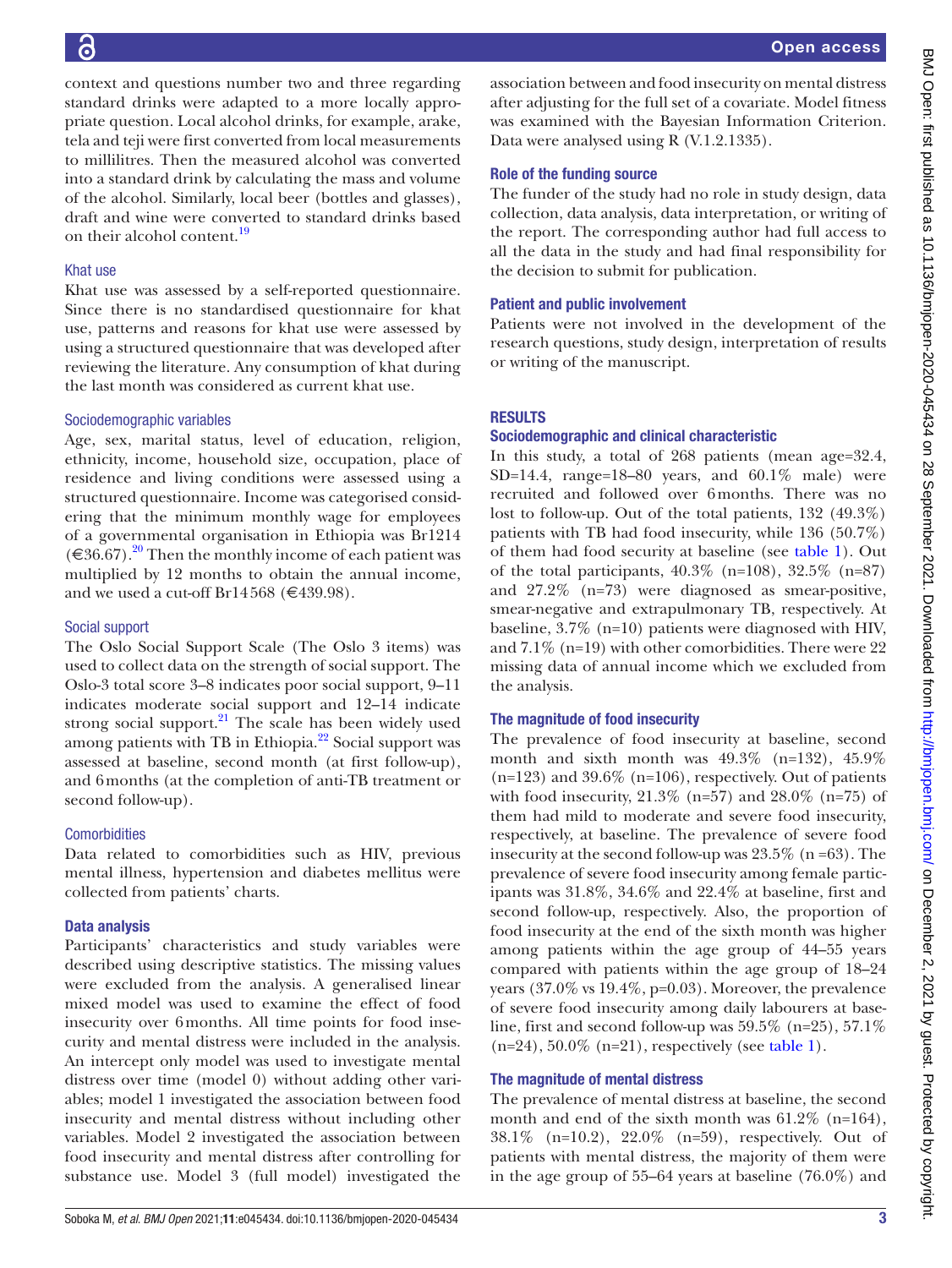context and questions number two and three regarding standard drinks were adapted to a more locally appropriate question. Local alcohol drinks, for example, arake, tela and teji were first converted from local measurements to millilitres. Then the measured alcohol was converted into a standard drink by calculating the mass and volume of the alcohol. Similarly, local beer (bottles and glasses), draft and wine were converted to standard drinks based on their alcohol content.[19]

#### Khat use

Khat use was assessed by a self-reported questionnaire. Since there is no standardised questionnaire for khat use, patterns and reasons for khat use were assessed by using a structured questionnaire that was developed after reviewing the literature. Any consumption of khat during the last month was considered as current khat use.

#### Sociodemographic variables

Age, sex, marital status, level of education, religion, ethnicity, income, household size, occupation, place of residence and living conditions were assessed using a structured questionnaire. Income was categorised considering that the minimum monthly wage for employees of a governmental organisation in Ethiopia was Br1214 (€36.67).[20] Then the monthly income of each patient was multiplied by 12 months to obtain the annual income, and we used a cut-off Br14 568 (€439.98).

#### Social support

The Oslo Social Support Scale (The Oslo 3 items) was used to collect data on the strength of social support. The Oslo-3 total score 3–8 indicates poor social support, 9–11 indicates moderate social support and 12–14 indicate strong social support.[21] The scale has been widely used among patients with TB in Ethiopia.[22] Social support was assessed at baseline, second month (at first follow-up), and 6 months (at the completion of anti-TB treatment or second follow-up).

#### Comorbidities

Data related to comorbidities such as HIV, previous mental illness, hypertension and diabetes mellitus were collected from patients' charts.

### Data analysis

Participants' characteristics and study variables were described using descriptive statistics. The missing values were excluded from the analysis. A generalised linear mixed model was used to examine the effect of food insecurity over 6 months. All time points for food insecurity and mental distress were included in the analysis. An intercept only model was used to investigate mental distress over time (model 0) without adding other variables; model 1 investigated the association between food insecurity and mental distress without including other variables. Model 2 investigated the association between food insecurity and mental distress after controlling for substance use. Model 3 (full model) investigated the association between and food insecurity on mental distress after adjusting for the full set of a covariate. Model fitness was examined with the Bayesian Information Criterion. Data were analysed using R (V.1.2.1335).

### Role of the funding source

The funder of the study had no role in study design, data collection, data analysis, data interpretation, or writing of the report. The corresponding author had full access to all the data in the study and had final responsibility for the decision to submit for publication.

### Patient and public involvement

Patients were not involved in the development of the research questions, study design, interpretation of results or writing of the manuscript.

## RESULTS

### Sociodemographic and clinical characteristic

In this study, a total of 268 patients (mean age=32.4, SD=14.4, range=18–80 years, and 60.1% male) were recruited and followed over 6 months. There was no lost to follow-up. Out of the total patients, 132 (49.3%) patients with TB had food insecurity, while 136 (50.7%) of them had food security at baseline (see table 1). Out of the total participants, 40.3% (n=108), 32.5% (n=87) and 27.2% (n=73) were diagnosed as smear-positive, smear-negative and extrapulmonary TB, respectively. At baseline, 3.7% (n=10) patients were diagnosed with HIV, and 7.1% (n=19) with other comorbidities. There were 22 missing data of annual income which we excluded from the analysis.

### The magnitude of food insecurity

The prevalence of food insecurity at baseline, second month and sixth month was 49.3% (n=132), 45.9% (n=123) and 39.6% (n=106), respectively. Out of patients with food insecurity, 21.3% (n=57) and 28.0% (n=75) of them had mild to moderate and severe food insecurity, respectively, at baseline. The prevalence of severe food insecurity at the second follow-up was 23.5% (n =63). The prevalence of severe food insecurity among female participants was 31.8%, 34.6% and 22.4% at baseline, first and second follow-up, respectively. Also, the proportion of food insecurity at the end of the sixth month was higher among patients within the age group of 44–55 years compared with patients within the age group of 18–24 years (37.0% vs 19.4%, p=0.03). Moreover, the prevalence of severe food insecurity among daily labourers at baseline, first and second follow-up was 59.5% (n=25), 57.1% (n=24), 50.0% (n=21), respectively (see table 1).

### The magnitude of mental distress

The prevalence of mental distress at baseline, the second month and end of the sixth month was 61.2% (n=164), 38.1% (n=10.2), 22.0% (n=59), respectively. Out of patients with mental distress, the majority of them were in the age group of 55–64 years at baseline (76.0%) and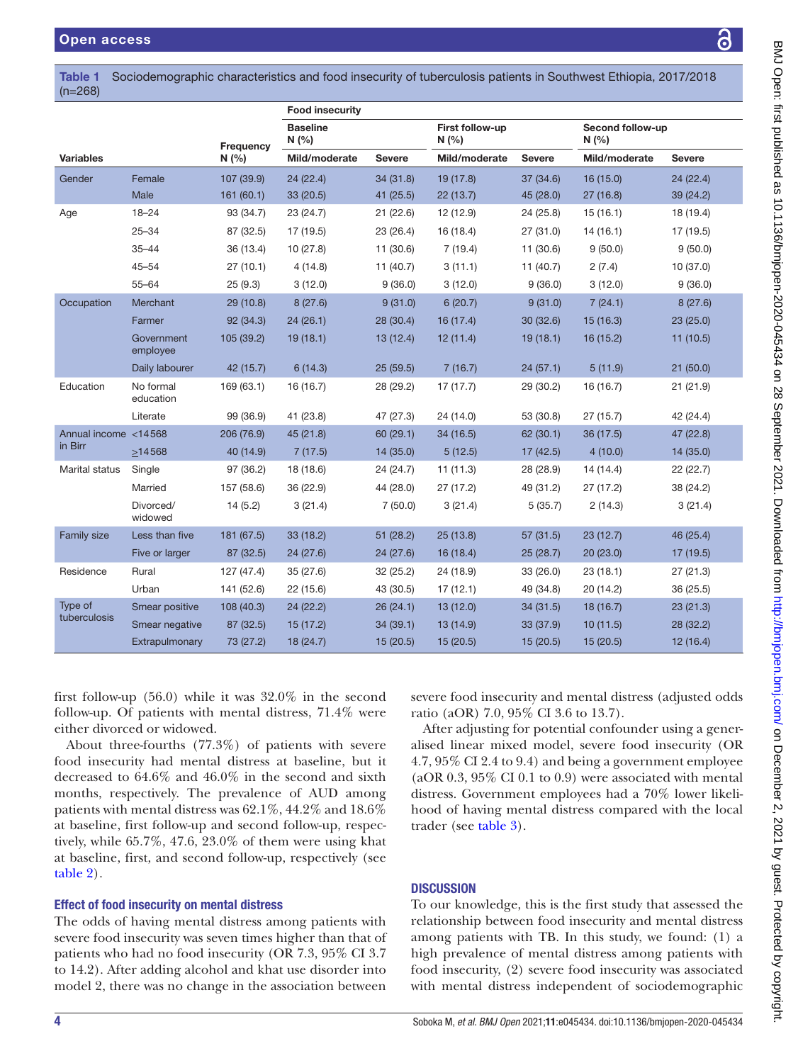**Table 1** Sociodemographic characteristics and food insecurity of tuberculosis patients in Southwest Ethiopia, 2017/2018 (n=268)

| Variables | | Frequency N (%) | Food insecurity | | | | | |
|---|---|---|---|---|---|---|---|---|
| | | | Baseline N (%) | | First follow-up N (%) | | Second follow-up N (%) | |
| | | | Mild/moderate | Severe | Mild/moderate | Severe | Mild/moderate | Severe |
| Gender | Female | 107 (39.9) | 24 (22.4) | 34 (31.8) | 19 (17.8) | 37 (34.6) | 16 (15.0) | 24 (22.4) |
| | Male | 161 (60.1) | 33 (20.5) | 41 (25.5) | 22 (13.7) | 45 (28.0) | 27 (16.8) | 39 (24.2) |
| Age | 18–24 | 93 (34.7) | 23 (24.7) | 21 (22.6) | 12 (12.9) | 24 (25.8) | 15 (16.1) | 18 (19.4) |
| | 25–34 | 87 (32.5) | 17 (19.5) | 23 (26.4) | 16 (18.4) | 27 (31.0) | 14 (16.1) | 17 (19.5) |
| | 35–44 | 36 (13.4) | 10 (27.8) | 11 (30.6) | 7 (19.4) | 11 (30.6) | 9 (50.0) | 9 (50.0) |
| | 45–54 | 27 (10.1) | 4 (14.8) | 11 (40.7) | 3 (11.1) | 11 (40.7) | 2 (7.4) | 10 (37.0) |
| | 55–64 | 25 (9.3) | 3 (12.0) | 9 (36.0) | 3 (12.0) | 9 (36.0) | 3 (12.0) | 9 (36.0) |
| Occupation | Merchant | 29 (10.8) | 8 (27.6) | 9 (31.0) | 6 (20.7) | 9 (31.0) | 7 (24.1) | 8 (27.6) |
| | Farmer | 92 (34.3) | 24 (26.1) | 28 (30.4) | 16 (17.4) | 30 (32.6) | 15 (16.3) | 23 (25.0) |
| | Government employee | 105 (39.2) | 19 (18.1) | 13 (12.4) | 12 (11.4) | 19 (18.1) | 16 (15.2) | 11 (10.5) |
| | Daily labourer | 42 (15.7) | 6 (14.3) | 25 (59.5) | 7 (16.7) | 24 (57.1) | 5 (11.9) | 21 (50.0) |
| Education | No formal education | 169 (63.1) | 16 (16.7) | 28 (29.2) | 17 (17.7) | 29 (30.2) | 16 (16.7) | 21 (21.9) |
| | Literate | 99 (36.9) | 41 (23.8) | 47 (27.3) | 24 (14.0) | 53 (30.8) | 27 (15.7) | 42 (24.4) |
| Annual income in Birr | <14568 | 206 (76.9) | 45 (21.8) | 60 (29.1) | 34 (16.5) | 62 (30.1) | 36 (17.5) | 47 (22.8) |
| | ≥14568 | 40 (14.9) | 7 (17.5) | 14 (35.0) | 5 (12.5) | 17 (42.5) | 4 (10.0) | 14 (35.0) |
| Marital status | Single | 97 (36.2) | 18 (18.6) | 24 (24.7) | 11 (11.3) | 28 (28.9) | 14 (14.4) | 22 (22.7) |
| | Married | 157 (58.6) | 36 (22.9) | 44 (28.0) | 27 (17.2) | 49 (31.2) | 27 (17.2) | 38 (24.2) |
| | Divorced/ widowed | 14 (5.2) | 3 (21.4) | 7 (50.0) | 3 (21.4) | 5 (35.7) | 2 (14.3) | 3 (21.4) |
| Family size | Less than five | 181 (67.5) | 33 (18.2) | 51 (28.2) | 25 (13.8) | 57 (31.5) | 23 (12.7) | 46 (25.4) |
| | Five or larger | 87 (32.5) | 24 (27.6) | 24 (27.6) | 16 (18.4) | 25 (28.7) | 20 (23.0) | 17 (19.5) |
| Residence | Rural | 127 (47.4) | 35 (27.6) | 32 (25.2) | 24 (18.9) | 33 (26.0) | 23 (18.1) | 27 (21.3) |
| | Urban | 141 (52.6) | 22 (15.6) | 43 (30.5) | 17 (12.1) | 49 (34.8) | 20 (14.2) | 36 (25.5) |
| Type of tuberculosis | Smear positive | 108 (40.3) | 24 (22.2) | 26 (24.1) | 13 (12.0) | 34 (31.5) | 18 (16.7) | 23 (21.3) |
| | Smear negative | 87 (32.5) | 15 (17.2) | 34 (39.1) | 13 (14.9) | 33 (37.9) | 10 (11.5) | 28 (32.2) |
| | Extrapulmonary | 73 (27.2) | 18 (24.7) | 15 (20.5) | 15 (20.5) | 15 (20.5) | 15 (20.5) | 12 (16.4) |

first follow-up (56.0) while it was 32.0% in the second follow-up. Of patients with mental distress, 71.4% were either divorced or widowed.

About three-fourths (77.3%) of patients with severe food insecurity had mental distress at baseline, but it decreased to 64.6% and 46.0% in the second and sixth months, respectively. The prevalence of AUD among patients with mental distress was 62.1%, 44.2% and 18.6% at baseline, first follow-up and second follow-up, respectively, while 65.7%, 47.6, 23.0% of them were using khat at baseline, first, and second follow-up, respectively (see table 2).

## Effect of food insecurity on mental distress

The odds of having mental distress among patients with severe food insecurity was seven times higher than that of patients who had no food insecurity (OR 7.3, 95% CI 3.7 to 14.2). After adding alcohol and khat use disorder into model 2, there was no change in the association between severe food insecurity and mental distress (adjusted odds ratio (aOR) 7.0, 95% CI 3.6 to 13.7).

After adjusting for potential confounder using a generalised linear mixed model, severe food insecurity (OR 4.7, 95% CI 2.4 to 9.4) and being a government employee (aOR 0.3, 95% CI 0.1 to 0.9) were associated with mental distress. Government employees had a 70% lower likelihood of having mental distress compared with the local trader (see table 3).

## DISCUSSION

To our knowledge, this is the first study that assessed the relationship between food insecurity and mental distress among patients with TB. In this study, we found: (1) a high prevalence of mental distress among patients with food insecurity, (2) severe food insecurity was associated with mental distress independent of sociodemographic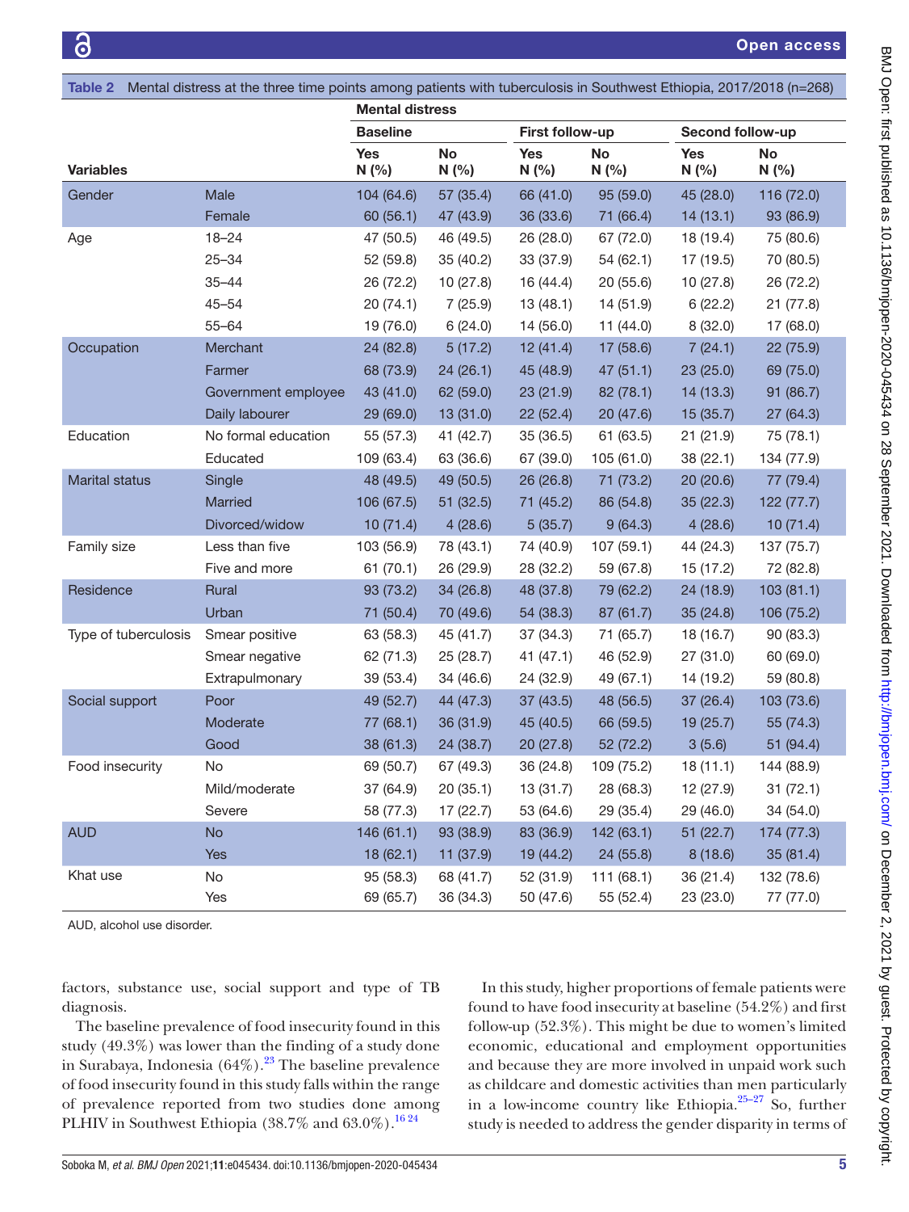**Table 2** Mental distress at the three time points among patients with tuberculosis in Southwest Ethiopia, 2017/2018 (n=268)

| Variables | | Mental distress | | | | | |
|---|---|---|---|---|---|---|---|
| | | Baseline | | First follow-up | | Second follow-up | |
| | | Yes N (%) | No N (%) | Yes N (%) | No N (%) | Yes N (%) | No N (%) |
| Gender | Male | 104 (64.6) | 57 (35.4) | 66 (41.0) | 95 (59.0) | 45 (28.0) | 116 (72.0) |
| | Female | 60 (56.1) | 47 (43.9) | 36 (33.6) | 71 (66.4) | 14 (13.1) | 93 (86.9) |
| Age | 18–24 | 47 (50.5) | 46 (49.5) | 26 (28.0) | 67 (72.0) | 18 (19.4) | 75 (80.6) |
| | 25–34 | 52 (59.8) | 35 (40.2) | 33 (37.9) | 54 (62.1) | 17 (19.5) | 70 (80.5) |
| | 35–44 | 26 (72.2) | 10 (27.8) | 16 (44.4) | 20 (55.6) | 10 (27.8) | 26 (72.2) |
| | 45–54 | 20 (74.1) | 7 (25.9) | 13 (48.1) | 14 (51.9) | 6 (22.2) | 21 (77.8) |
| | 55–64 | 19 (76.0) | 6 (24.0) | 14 (56.0) | 11 (44.0) | 8 (32.0) | 17 (68.0) |
| Occupation | Merchant | 24 (82.8) | 5 (17.2) | 12 (41.4) | 17 (58.6) | 7 (24.1) | 22 (75.9) |
| | Farmer | 68 (73.9) | 24 (26.1) | 45 (48.9) | 47 (51.1) | 23 (25.0) | 69 (75.0) |
| | Government employee | 43 (41.0) | 62 (59.0) | 23 (21.9) | 82 (78.1) | 14 (13.3) | 91 (86.7) |
| | Daily labourer | 29 (69.0) | 13 (31.0) | 22 (52.4) | 20 (47.6) | 15 (35.7) | 27 (64.3) |
| Education | No formal education | 55 (57.3) | 41 (42.7) | 35 (36.5) | 61 (63.5) | 21 (21.9) | 75 (78.1) |
| | Educated | 109 (63.4) | 63 (36.6) | 67 (39.0) | 105 (61.0) | 38 (22.1) | 134 (77.9) |
| Marital status | Single | 48 (49.5) | 49 (50.5) | 26 (26.8) | 71 (73.2) | 20 (20.6) | 77 (79.4) |
| | Married | 106 (67.5) | 51 (32.5) | 71 (45.2) | 86 (54.8) | 35 (22.3) | 122 (77.7) |
| | Divorced/widow | 10 (71.4) | 4 (28.6) | 5 (35.7) | 9 (64.3) | 4 (28.6) | 10 (71.4) |
| Family size | Less than five | 103 (56.9) | 78 (43.1) | 74 (40.9) | 107 (59.1) | 44 (24.3) | 137 (75.7) |
| | Five and more | 61 (70.1) | 26 (29.9) | 28 (32.2) | 59 (67.8) | 15 (17.2) | 72 (82.8) |
| Residence | Rural | 93 (73.2) | 34 (26.8) | 48 (37.8) | 79 (62.2) | 24 (18.9) | 103 (81.1) |
| | Urban | 71 (50.4) | 70 (49.6) | 54 (38.3) | 87 (61.7) | 35 (24.8) | 106 (75.2) |
| Type of tuberculosis | Smear positive | 63 (58.3) | 45 (41.7) | 37 (34.3) | 71 (65.7) | 18 (16.7) | 90 (83.3) |
| | Smear negative | 62 (71.3) | 25 (28.7) | 41 (47.1) | 46 (52.9) | 27 (31.0) | 60 (69.0) |
| | Extrapulmonary | 39 (53.4) | 34 (46.6) | 24 (32.9) | 49 (67.1) | 14 (19.2) | 59 (80.8) |
| Social support | Poor | 49 (52.7) | 44 (47.3) | 37 (43.5) | 48 (56.5) | 37 (26.4) | 103 (73.6) |
| | Moderate | 77 (68.1) | 36 (31.9) | 45 (40.5) | 66 (59.5) | 19 (25.7) | 55 (74.3) |
| | Good | 38 (61.3) | 24 (38.7) | 20 (27.8) | 52 (72.2) | 3 (5.6) | 51 (94.4) |
| Food insecurity | No | 69 (50.7) | 67 (49.3) | 36 (24.8) | 109 (75.2) | 18 (11.1) | 144 (88.9) |
| | Mild/moderate | 37 (64.9) | 20 (35.1) | 13 (31.7) | 28 (68.3) | 12 (27.9) | 31 (72.1) |
| | Severe | 58 (77.3) | 17 (22.7) | 53 (64.6) | 29 (35.4) | 29 (46.0) | 34 (54.0) |
| AUD | No | 146 (61.1) | 93 (38.9) | 83 (36.9) | 142 (63.1) | 51 (22.7) | 174 (77.3) |
| | Yes | 18 (62.1) | 11 (37.9) | 19 (44.2) | 24 (55.8) | 8 (18.6) | 35 (81.4) |
| Khat use | No | 95 (58.3) | 68 (41.7) | 52 (31.9) | 111 (68.1) | 36 (21.4) | 132 (78.6) |
| | Yes | 69 (65.7) | 36 (34.3) | 50 (47.6) | 55 (52.4) | 23 (23.0) | 77 (77.0) |

AUD, alcohol use disorder.

factors, substance use, social support and type of TB diagnosis.

The baseline prevalence of food insecurity found in this study (49.3%) was lower than the finding of a study done in Surabaya, Indonesia (64%).[23] The baseline prevalence of food insecurity found in this study falls within the range of prevalence reported from two studies done among PLHIV in Southwest Ethiopia (38.7% and 63.0%).[16,24]

In this study, higher proportions of female patients were found to have food insecurity at baseline (54.2%) and first follow-up (52.3%). This might be due to women's limited economic, educational and employment opportunities and because they are more involved in unpaid work such as childcare and domestic activities than men particularly in a low-income country like Ethiopia.[25–27] So, further study is needed to address the gender disparity in terms of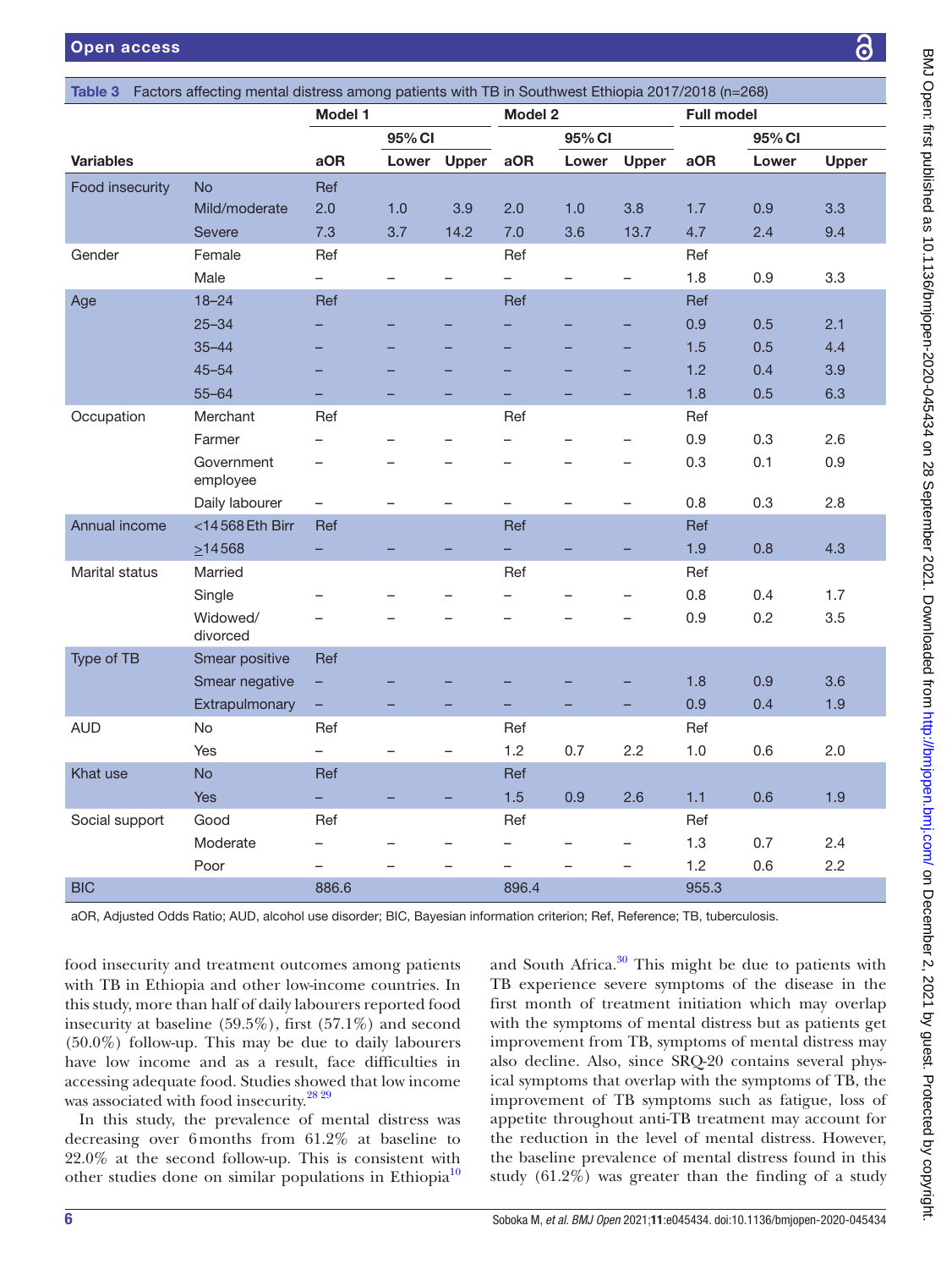**Table 3** Factors affecting mental distress among patients with TB in Southwest Ethiopia 2017/2018 (n=268)

| Variables | | Model 1 | | | Model 2 | | | Full model | | |
|---|---|---|---|---|---|---|---|---|---|---|
| | | | 95% CI | | | 95% CI | | | 95% CI | |
| | | aOR | Lower | Upper | aOR | Lower | Upper | aOR | Lower | Upper |
| Food insecurity | No | Ref | | | | | | | | |
| | Mild/moderate | 2.0 | 1.0 | 3.9 | 2.0 | 1.0 | 3.8 | 1.7 | 0.9 | 3.3 |
| | Severe | 7.3 | 3.7 | 14.2 | 7.0 | 3.6 | 13.7 | 4.7 | 2.4 | 9.4 |
| Gender | Female | Ref | | | Ref | | | Ref | | |
| | Male | – | – | – | – | – | – | 1.8 | 0.9 | 3.3 |
| Age | 18–24 | Ref | | | Ref | | | Ref | | |
| | 25–34 | – | – | – | – | – | – | 0.9 | 0.5 | 2.1 |
| | 35–44 | – | – | – | – | – | – | 1.5 | 0.5 | 4.4 |
| | 45–54 | – | – | – | – | – | – | 1.2 | 0.4 | 3.9 |
| | 55–64 | – | – | – | – | – | – | 1.8 | 0.5 | 6.3 |
| Occupation | Merchant | Ref | | | Ref | | | Ref | | |
| | Farmer | – | – | – | – | – | – | 0.9 | 0.3 | 2.6 |
| | Government employee | – | – | – | – | – | – | 0.3 | 0.1 | 0.9 |
| | Daily labourer | – | – | – | – | – | – | 0.8 | 0.3 | 2.8 |
| Annual income | <14 568 Eth Birr | Ref | | | Ref | | | Ref | | |
| | ≥14 568 | – | – | – | – | – | – | 1.9 | 0.8 | 4.3 |
| Marital status | Married | | | | Ref | | | Ref | | |
| | Single | – | – | – | – | – | – | 0.8 | 0.4 | 1.7 |
| | Widowed/ divorced | – | – | – | – | – | – | 0.9 | 0.2 | 3.5 |
| Type of TB | Smear positive | Ref | | | | | | | | |
| | Smear negative | – | – | – | – | – | – | 1.8 | 0.9 | 3.6 |
| | Extrapulmonary | – | – | – | – | – | – | 0.9 | 0.4 | 1.9 |
| AUD | No | Ref | | | Ref | | | Ref | | |
| | Yes | – | – | – | 1.2 | 0.7 | 2.2 | 1.0 | 0.6 | 2.0 |
| Khat use | No | Ref | | | Ref | | | Ref | | |
| | Yes | – | – | – | 1.5 | 0.9 | 2.6 | 1.1 | 0.6 | 1.9 |
| Social support | Good | Ref | | | Ref | | | Ref | | |
| | Moderate | – | – | – | – | – | – | 1.3 | 0.7 | 2.4 |
| | Poor | – | – | – | – | – | – | 1.2 | 0.6 | 2.2 |
| BIC | | 886.6 | | | 896.4 | | | 955.3 | | |

aOR, Adjusted Odds Ratio; AUD, alcohol use disorder; BIC, Bayesian information criterion; Ref, Reference; TB, tuberculosis.

food insecurity and treatment outcomes among patients with TB in Ethiopia and other low-income countries. In this study, more than half of daily labourers reported food insecurity at baseline (59.5%), first (57.1%) and second (50.0%) follow-up. This may be due to daily labourers have low income and as a result, face difficulties in accessing adequate food. Studies showed that low income was associated with food insecurity.[28,29]

In this study, the prevalence of mental distress was decreasing over 6 months from 61.2% at baseline to 22.0% at the second follow-up. This is consistent with other studies done on similar populations in Ethiopia[10] and South Africa.[30] This might be due to patients with TB experience severe symptoms of the disease in the first month of treatment initiation which may overlap with the symptoms of mental distress but as patients get improvement from TB, symptoms of mental distress may also decline. Also, since SRQ-20 contains several physical symptoms that overlap with the symptoms of TB, the improvement of TB symptoms such as fatigue, loss of appetite throughout anti-TB treatment may account for the reduction in the level of mental distress. However, the baseline prevalence of mental distress found in this study (61.2%) was greater than the finding of a study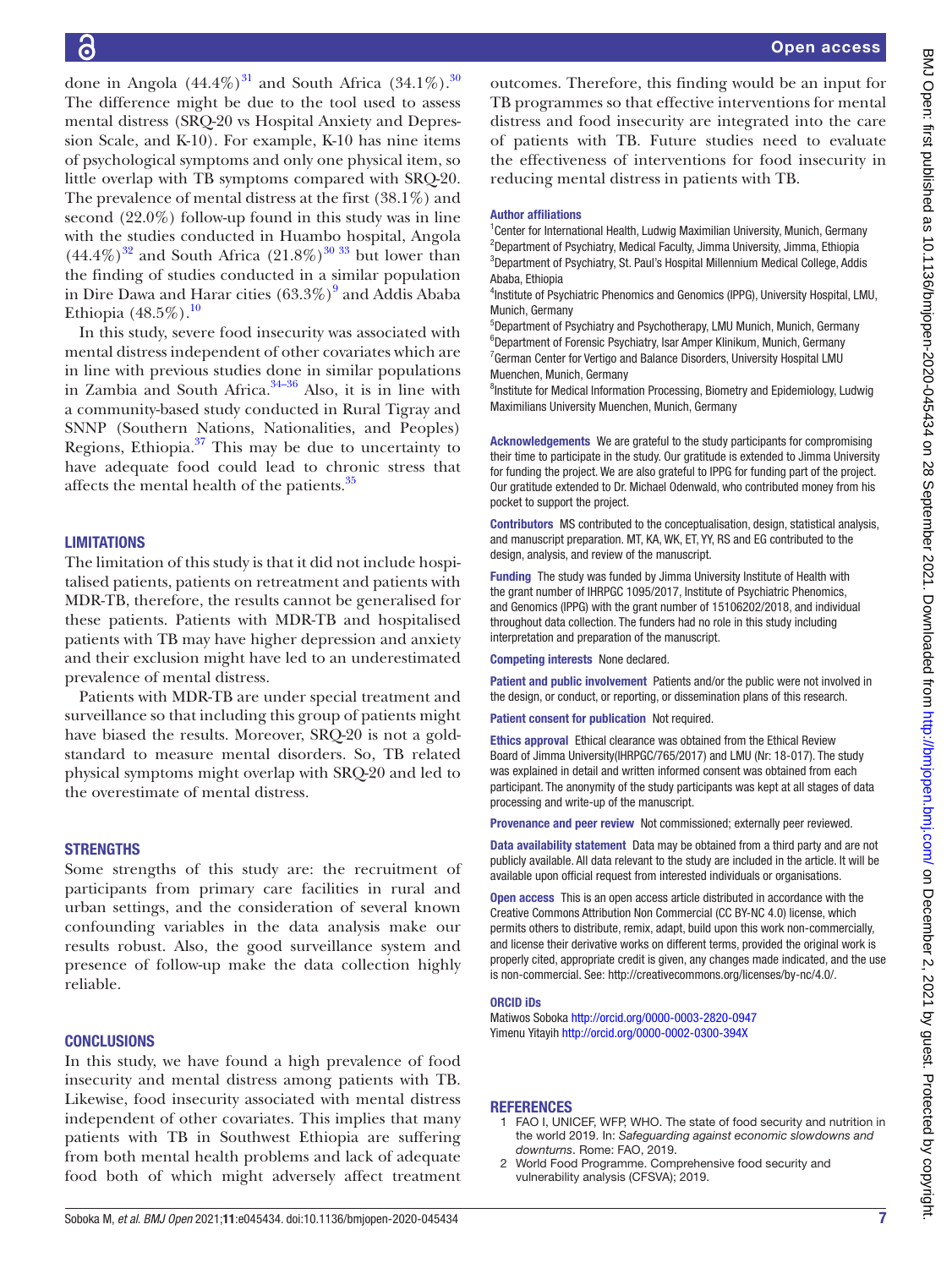done in Angola (44.4%)[31] and South Africa (34.1%).[30] The difference might be due to the tool used to assess mental distress (SRQ-20 vs Hospital Anxiety and Depression Scale, and K-10). For example, K-10 has nine items of psychological symptoms and only one physical item, so little overlap with TB symptoms compared with SRQ-20. The prevalence of mental distress at the first (38.1%) and second (22.0%) follow-up found in this study was in line with the studies conducted in Huambo hospital, Angola (44.4%)[32] and South Africa (21.8%)[30 33] but lower than the finding of studies conducted in a similar population in Dire Dawa and Harar cities (63.3%)[9] and Addis Ababa Ethiopia (48.5%).[10]

In this study, severe food insecurity was associated with mental distress independent of other covariates which are in line with previous studies done in similar populations in Zambia and South Africa.[34–36] Also, it is in line with a community-based study conducted in Rural Tigray and SNNP (Southern Nations, Nationalities, and Peoples) Regions, Ethiopia.[37] This may be due to uncertainty to have adequate food could lead to chronic stress that affects the mental health of the patients.[35]

## LIMITATIONS

The limitation of this study is that it did not include hospitalised patients, patients on retreatment and patients with MDR-TB, therefore, the results cannot be generalised for these patients. Patients with MDR-TB and hospitalised patients with TB may have higher depression and anxiety and their exclusion might have led to an underestimated prevalence of mental distress.

Patients with MDR-TB are under special treatment and surveillance so that including this group of patients might have biased the results. Moreover, SRQ-20 is not a gold-standard to measure mental disorders. So, TB related physical symptoms might overlap with SRQ-20 and led to the overestimate of mental distress.

## STRENGTHS

Some strengths of this study are: the recruitment of participants from primary care facilities in rural and urban settings, and the consideration of several known confounding variables in the data analysis make our results robust. Also, the good surveillance system and presence of follow-up make the data collection highly reliable.

## CONCLUSIONS

In this study, we have found a high prevalence of food insecurity and mental distress among patients with TB. Likewise, food insecurity associated with mental distress independent of other covariates. This implies that many patients with TB in Southwest Ethiopia are suffering from both mental health problems and lack of adequate food both of which might adversely affect treatment outcomes. Therefore, this finding would be an input for TB programmes so that effective interventions for mental distress and food insecurity are integrated into the care of patients with TB. Future studies need to evaluate the effectiveness of interventions for food insecurity in reducing mental distress in patients with TB.

**Author affiliations**

[1]Center for International Health, Ludwig Maximilian University, Munich, Germany
[2]Department of Psychiatry, Medical Faculty, Jimma University, Jimma, Ethiopia
[3]Department of Psychiatry, St. Paul's Hospital Millennium Medical College, Addis Ababa, Ethiopia
[4]Institute of Psychiatric Phenomics and Genomics (IPPG), University Hospital, LMU, Munich, Germany
[5]Department of Psychiatry and Psychotherapy, LMU Munich, Munich, Germany
[6]Department of Forensic Psychiatry, Isar Amper Klinikum, Munich, Germany
[7]German Center for Vertigo and Balance Disorders, University Hospital LMU Muenchen, Munich, Germany
[8]Institute for Medical Information Processing, Biometry and Epidemiology, Ludwig Maximilians University Muenchen, Munich, Germany

**Acknowledgements** We are grateful to the study participants for compromising their time to participate in the study. Our gratitude is extended to Jimma University for funding the project. We are also grateful to IPPG for funding part of the project. Our gratitude extended to Dr. Michael Odenwald, who contributed money from his pocket to support the project.

**Contributors** MS contributed to the conceptualisation, design, statistical analysis, and manuscript preparation. MT, KA, WK, ET, YY, RS and EG contributed to the design, analysis, and review of the manuscript.

**Funding** The study was funded by Jimma University Institute of Health with the grant number of IHRPGC 1095/2017, Institute of Psychiatric Phenomics, and Genomics (IPPG) with the grant number of 15106202/2018, and individual throughout data collection. The funders had no role in this study including interpretation and preparation of the manuscript.

**Competing interests** None declared.

**Patient and public involvement** Patients and/or the public were not involved in the design, or conduct, or reporting, or dissemination plans of this research.

**Patient consent for publication** Not required.

**Ethics approval** Ethical clearance was obtained from the Ethical Review Board of Jimma University(IHRPGC/765/2017) and LMU (Nr: 18-017). The study was explained in detail and written informed consent was obtained from each participant. The anonymity of the study participants was kept at all stages of data processing and write-up of the manuscript.

**Provenance and peer review** Not commissioned; externally peer reviewed.

**Data availability statement** Data may be obtained from a third party and are not publicly available. All data relevant to the study are included in the article. It will be available upon official request from interested individuals or organisations.

**Open access** This is an open access article distributed in accordance with the Creative Commons Attribution Non Commercial (CC BY-NC 4.0) license, which permits others to distribute, remix, adapt, build upon this work non-commercially, and license their derivative works on different terms, provided the original work is properly cited, appropriate credit is given, any changes made indicated, and the use is non-commercial. See: http://creativecommons.org/licenses/by-nc/4.0/.

**ORCID iDs**

Matiwos Soboka http://orcid.org/0000-0003-2820-0947
Yimenu Yitayih http://orcid.org/0000-0002-0300-394X

## REFERENCES

1. FAO I, UNICEF, WFP, WHO. The state of food security and nutrition in the world 2019. In: *Safeguarding against economic slowdowns and downturns*. Rome: FAO, 2019.
2. World Food Programme. Comprehensive food security and vulnerability analysis (CFSVA); 2019.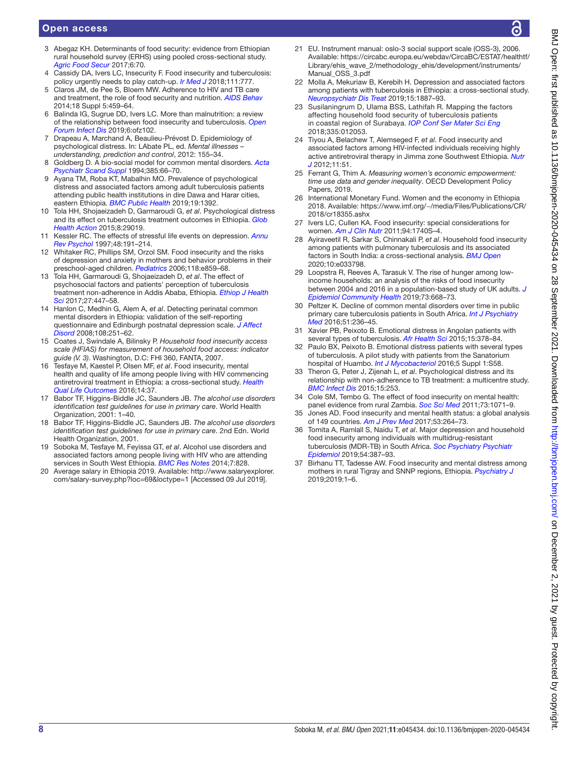3. Abegaz KH. Determinants of food security: evidence from Ethiopian rural household survey (ERHS) using pooled cross-sectional study. *Agric Food Secur* 2017;6:70.
4. Cassidy DA, Ivers LC, Insecurity F. Food insecurity and tuberculosis: policy urgently needs to play catch-up. *Ir Med J* 2018;111:777.
5. Claros JM, de Pee S, Bloem MW. Adherence to HIV and TB care and treatment, the role of food security and nutrition. *AIDS Behav* 2014;18 Suppl 5:459–64.
6. Balinda IG, Sugrue DD, Ivers LC. More than malnutrition: a review of the relationship between food insecurity and tuberculosis. *Open Forum Infect Dis* 2019;6:ofz102.
7. Drapeau A, Marchand A, Beaulieu-Prévost D. Epidemiology of psychological distress. In: LAbate PL, ed. *Mental illnesses – understanding, prediction and control*, 2012: 155–34.
8. Goldberg D. A bio-social model for common mental disorders. *Acta Psychiatr Scand Suppl* 1994;385:66–70.
9. Ayana TM, Roba KT, Mabalhin MO. Prevalence of psychological distress and associated factors among adult tuberculosis patients attending public health institutions in dire Dawa and Harar cities, eastern Ethiopia. *BMC Public Health* 2019;19:1392.
10. Tola HH, Shojaeizadeh D, Garmaroudi G, *et al*. Psychological distress and its effect on tuberculosis treatment outcomes in Ethiopia. *Glob Health Action* 2015;8:29019.
11. Kessler RC. The effects of stressful life events on depression. *Annu Rev Psychol* 1997;48:191–214.
12. Whitaker RC, Phillips SM, Orzol SM. Food insecurity and the risks of depression and anxiety in mothers and behavior problems in their preschool-aged children. *Pediatrics* 2006;118:e859–68.
13. Tola HH, Garmaroudi G, Shojaeizadeh D, *et al*. The effect of psychosocial factors and patients' perception of tuberculosis treatment non-adherence in Addis Ababa, Ethiopia. *Ethiop J Health Sci* 2017;27:447–58.
14. Hanlon C, Medhin G, Alem A, *et al*. Detecting perinatal common mental disorders in Ethiopia: validation of the self-reporting questionnaire and Edinburgh postnatal depression scale. *J Affect Disord* 2008;108:251–62.
15. Coates J, Swindale A, Bilinsky P. *Household food insecurity access scale (HFIAS) for measurement of household food access: indicator guide (V. 3)*. Washington, D.C: FHI 360, FANTA, 2007.
16. Tesfaye M, Kaestel P, Olsen MF, *et al*. Food insecurity, mental health and quality of life among people living with HIV commencing antiretroviral treatment in Ethiopia: a cross-sectional study. *Health Qual Life Outcomes* 2016;14:37.
17. Babor TF, Higgins-Biddle JC, Saunders JB. *The alcohol use disorders identification test guidelines for use in primary care*. World Health Organization, 2001: 1–40.
18. Babor TF, Higgins-Biddle JC, Saunders JB. *The alcohol use disorders identification test guidelines for use in primary care*. 2nd Edn. World Health Organization, 2001.
19. Soboka M, Tesfaye M, Feyissa GT, *et al*. Alcohol use disorders and associated factors among people living with HIV who are attending services in South West Ethiopia. *BMC Res Notes* 2014;7:828.
20. Average salary in Ethiopia 2019. Available: http://www.salaryexplorer.com/salary-survey.php?loc=69&loctype=1 [Accessed 09 Jul 2019].
21. EU. Instrument manual: oslo-3 social support scale (OSS-3), 2006. Available: https://circabc.europa.eu/webdav/CircaBC/ESTAT/healthtf/Library/ehis_wave_2/methodology_ehis/development/instruments/Manual_OSS_3.pdf
22. Molla A, Mekuriaw B, Kerebih H. Depression and associated factors among patients with tuberculosis in Ethiopia: a cross-sectional study. *Neuropsychiatr Dis Treat* 2019;15:1887–93.
23. Susilaningrum D, Ulama BSS, Lathifah R. Mapping the factors affecting household food security of tuberculosis patients in coastal region of Surabaya. *IOP Conf Ser Mater Sci Eng* 2018;335:012053.
24. Tiyou A, Belachew T, Alemseged F, *et al*. Food insecurity and associated factors among HIV-infected individuals receiving highly active antiretroviral therapy in Jimma zone Southwest Ethiopia. *Nutr J* 2012;11:51.
25. Ferrant G, Thim A. *Measuring women's economic empowerment: time use data and gender inequality*. OECD Development Policy Papers, 2019.
26. International Monetary Fund. Women and the economy in Ethiopia 2018. Available: https://www.imf.org/~/media/Files/Publications/CR/2018/cr18355.ashx
27. Ivers LC, Cullen KA. Food insecurity: special considerations for women. *Am J Clin Nutr* 2011;94:1740S–4.
28. Ayiraveetil R, Sarkar S, Chinnakali P, *et al*. Household food insecurity among patients with pulmonary tuberculosis and its associated factors in South India: a cross-sectional analysis. *BMJ Open* 2020;10:e033798.
29. Loopstra R, Reeves A, Tarasuk V. The rise of hunger among low-income households: an analysis of the risks of food insecurity between 2004 and 2016 in a population-based study of UK adults. *J Epidemiol Community Health* 2019;73:668–73.
30. Peltzer K. Decline of common mental disorders over time in public primary care tuberculosis patients in South Africa. *Int J Psychiatry Med* 2016;51:236–45.
31. Xavier PB, Peixoto B. Emotional distress in Angolan patients with several types of tuberculosis. *Afr Health Sci* 2015;15:378–84.
32. Paulo BX, Peixoto B. Emotional distress patients with several types of tuberculosis. A pilot study with patients from the Sanatorium hospital of Huambo. *Int J Mycobacteriol* 2016;5 Suppl 1:S58.
33. Theron G, Peter J, Zijenah L, *et al*. Psychological distress and its relationship with non-adherence to TB treatment: a multicentre study. *BMC Infect Dis* 2015;15:253.
34. Cole SM, Tembo G. The effect of food insecurity on mental health: panel evidence from rural Zambia. *Soc Sci Med* 2011;73:1071–9.
35. Jones AD. Food insecurity and mental health status: a global analysis of 149 countries. *Am J Prev Med* 2017;53:264–73.
36. Tomita A, Ramlall S, Naidu T, *et al*. Major depression and household food insecurity among individuals with multidrug-resistant tuberculosis (MDR-TB) in South Africa. *Soc Psychiatry Psychiatr Epidemiol* 2019;54:387–93.
37. Birhanu TT, Tadesse AW. Food insecurity and mental distress among mothers in rural Tigray and SNNP regions, Ethiopia. *Psychiatry J* 2019;2019:1–6.